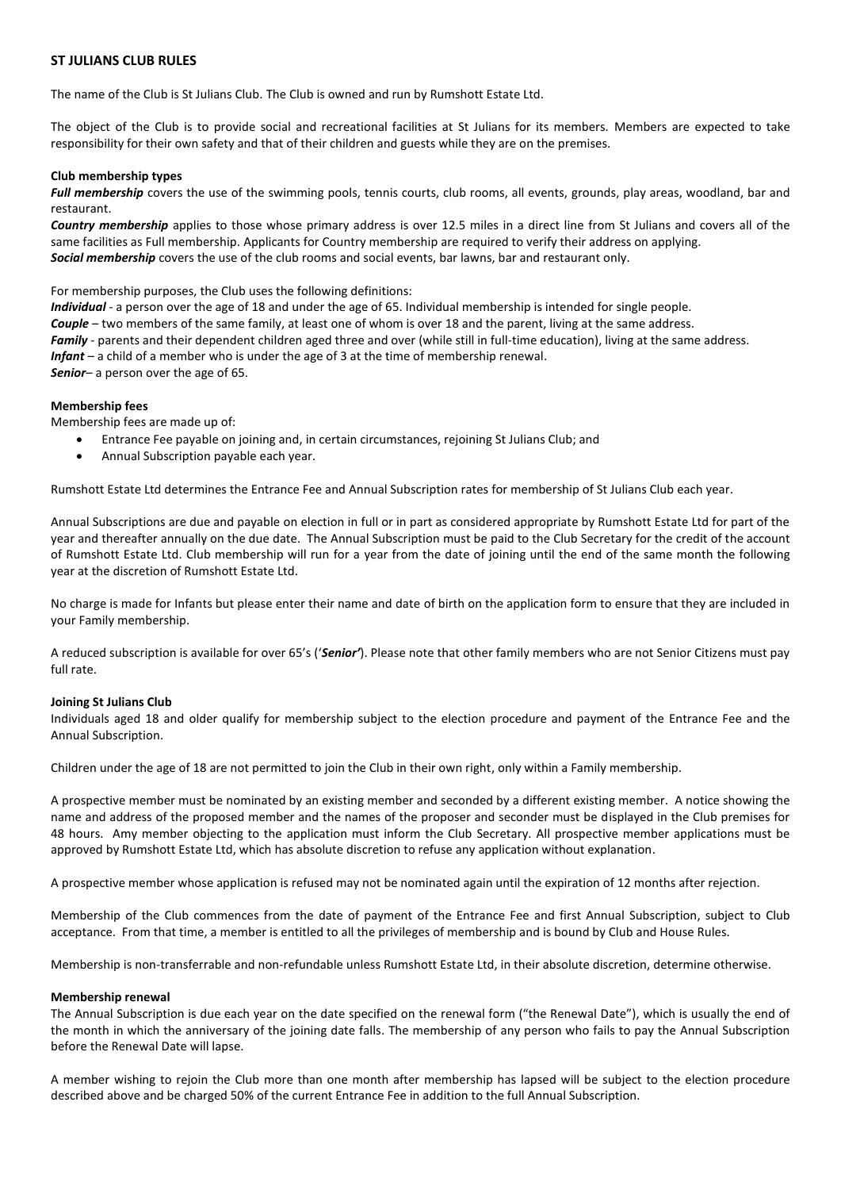# ST JULIANS CLUB RULES

The name of the Club is St Julians Club. The Club is owned and run by Rumshott Estate Ltd.

The object of the Club is to provide social and recreational facilities at St Julians for its members. Members are expected to take responsibility for their own safety and that of their children and guests while they are on the premises.

### Club membership types

***Full membership*** covers the use of the swimming pools, tennis courts, club rooms, all events, grounds, play areas, woodland, bar and restaurant.

***Country membership*** applies to those whose primary address is over 12.5 miles in a direct line from St Julians and covers all of the same facilities as Full membership. Applicants for Country membership are required to verify their address on applying.

***Social membership*** covers the use of the club rooms and social events, bar lawns, bar and restaurant only.

For membership purposes, the Club uses the following definitions:

***Individual*** - a person over the age of 18 and under the age of 65. Individual membership is intended for single people.

***Couple*** – two members of the same family, at least one of whom is over 18 and the parent, living at the same address.

***Family*** - parents and their dependent children aged three and over (while still in full-time education), living at the same address.

***Infant*** – a child of a member who is under the age of 3 at the time of membership renewal.

***Senior***– a person over the age of 65.

### Membership fees

Membership fees are made up of:

- Entrance Fee payable on joining and, in certain circumstances, rejoining St Julians Club; and
- Annual Subscription payable each year.

Rumshott Estate Ltd determines the Entrance Fee and Annual Subscription rates for membership of St Julians Club each year.

Annual Subscriptions are due and payable on election in full or in part as considered appropriate by Rumshott Estate Ltd for part of the year and thereafter annually on the due date. The Annual Subscription must be paid to the Club Secretary for the credit of the account of Rumshott Estate Ltd. Club membership will run for a year from the date of joining until the end of the same month the following year at the discretion of Rumshott Estate Ltd.

No charge is made for Infants but please enter their name and date of birth on the application form to ensure that they are included in your Family membership.

A reduced subscription is available for over 65's ('***Senior***'). Please note that other family members who are not Senior Citizens must pay full rate.

### Joining St Julians Club

Individuals aged 18 and older qualify for membership subject to the election procedure and payment of the Entrance Fee and the Annual Subscription.

Children under the age of 18 are not permitted to join the Club in their own right, only within a Family membership.

A prospective member must be nominated by an existing member and seconded by a different existing member. A notice showing the name and address of the proposed member and the names of the proposer and seconder must be displayed in the Club premises for 48 hours. Amy member objecting to the application must inform the Club Secretary. All prospective member applications must be approved by Rumshott Estate Ltd, which has absolute discretion to refuse any application without explanation.

A prospective member whose application is refused may not be nominated again until the expiration of 12 months after rejection.

Membership of the Club commences from the date of payment of the Entrance Fee and first Annual Subscription, subject to Club acceptance. From that time, a member is entitled to all the privileges of membership and is bound by Club and House Rules.

Membership is non-transferrable and non-refundable unless Rumshott Estate Ltd, in their absolute discretion, determine otherwise.

### Membership renewal

The Annual Subscription is due each year on the date specified on the renewal form ("the Renewal Date"), which is usually the end of the month in which the anniversary of the joining date falls. The membership of any person who fails to pay the Annual Subscription before the Renewal Date will lapse.

A member wishing to rejoin the Club more than one month after membership has lapsed will be subject to the election procedure described above and be charged 50% of the current Entrance Fee in addition to the full Annual Subscription.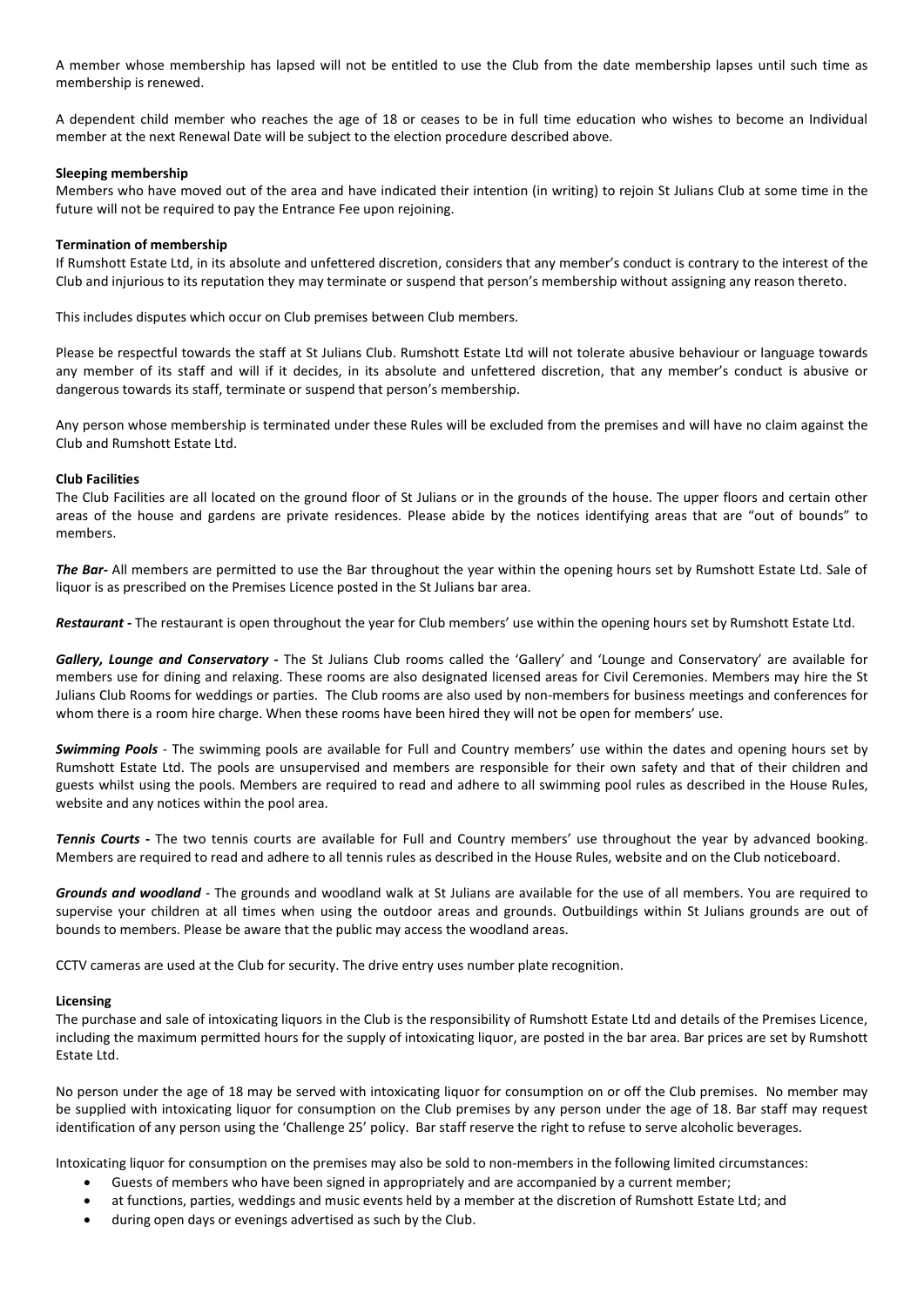A member whose membership has lapsed will not be entitled to use the Club from the date membership lapses until such time as membership is renewed.

A dependent child member who reaches the age of 18 or ceases to be in full time education who wishes to become an Individual member at the next Renewal Date will be subject to the election procedure described above.

**Sleeping membership**

Members who have moved out of the area and have indicated their intention (in writing) to rejoin St Julians Club at some time in the future will not be required to pay the Entrance Fee upon rejoining.

**Termination of membership**

If Rumshott Estate Ltd, in its absolute and unfettered discretion, considers that any member's conduct is contrary to the interest of the Club and injurious to its reputation they may terminate or suspend that person's membership without assigning any reason thereto.

This includes disputes which occur on Club premises between Club members.

Please be respectful towards the staff at St Julians Club. Rumshott Estate Ltd will not tolerate abusive behaviour or language towards any member of its staff and will if it decides, in its absolute and unfettered discretion, that any member's conduct is abusive or dangerous towards its staff, terminate or suspend that person's membership.

Any person whose membership is terminated under these Rules will be excluded from the premises and will have no claim against the Club and Rumshott Estate Ltd.

**Club Facilities**

The Club Facilities are all located on the ground floor of St Julians or in the grounds of the house. The upper floors and certain other areas of the house and gardens are private residences. Please abide by the notices identifying areas that are "out of bounds" to members.

***The Bar-*** All members are permitted to use the Bar throughout the year within the opening hours set by Rumshott Estate Ltd. Sale of liquor is as prescribed on the Premises Licence posted in the St Julians bar area.

***Restaurant -*** The restaurant is open throughout the year for Club members' use within the opening hours set by Rumshott Estate Ltd.

***Gallery, Lounge and Conservatory -*** The St Julians Club rooms called the 'Gallery' and 'Lounge and Conservatory' are available for members use for dining and relaxing. These rooms are also designated licensed areas for Civil Ceremonies. Members may hire the St Julians Club Rooms for weddings or parties. The Club rooms are also used by non-members for business meetings and conferences for whom there is a room hire charge. When these rooms have been hired they will not be open for members' use.

***Swimming Pools*** - The swimming pools are available for Full and Country members' use within the dates and opening hours set by Rumshott Estate Ltd. The pools are unsupervised and members are responsible for their own safety and that of their children and guests whilst using the pools. Members are required to read and adhere to all swimming pool rules as described in the House Rules, website and any notices within the pool area.

***Tennis Courts -*** The two tennis courts are available for Full and Country members' use throughout the year by advanced booking. Members are required to read and adhere to all tennis rules as described in the House Rules, website and on the Club noticeboard.

***Grounds and woodland*** - The grounds and woodland walk at St Julians are available for the use of all members. You are required to supervise your children at all times when using the outdoor areas and grounds. Outbuildings within St Julians grounds are out of bounds to members. Please be aware that the public may access the woodland areas.

CCTV cameras are used at the Club for security. The drive entry uses number plate recognition.

**Licensing**

The purchase and sale of intoxicating liquors in the Club is the responsibility of Rumshott Estate Ltd and details of the Premises Licence, including the maximum permitted hours for the supply of intoxicating liquor, are posted in the bar area. Bar prices are set by Rumshott Estate Ltd.

No person under the age of 18 may be served with intoxicating liquor for consumption on or off the Club premises. No member may be supplied with intoxicating liquor for consumption on the Club premises by any person under the age of 18. Bar staff may request identification of any person using the 'Challenge 25' policy. Bar staff reserve the right to refuse to serve alcoholic beverages.

Intoxicating liquor for consumption on the premises may also be sold to non-members in the following limited circumstances:

- Guests of members who have been signed in appropriately and are accompanied by a current member;
- at functions, parties, weddings and music events held by a member at the discretion of Rumshott Estate Ltd; and
- during open days or evenings advertised as such by the Club.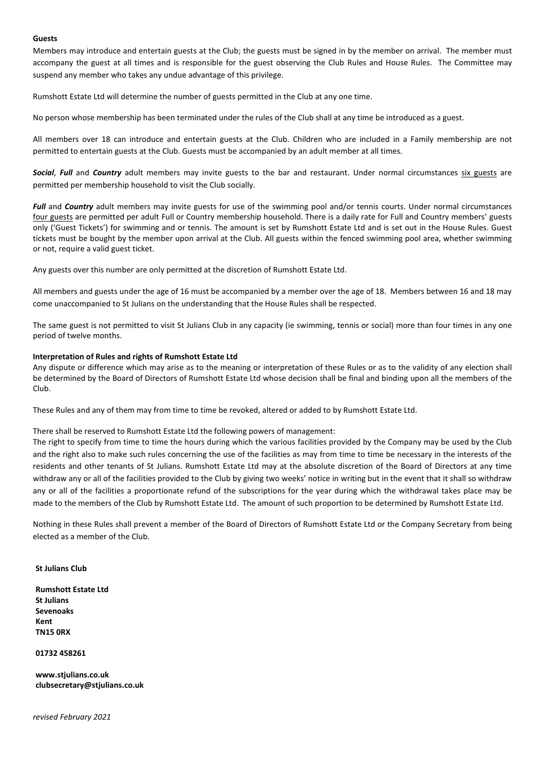**Guests**

Members may introduce and entertain guests at the Club; the guests must be signed in by the member on arrival. The member must accompany the guest at all times and is responsible for the guest observing the Club Rules and House Rules. The Committee may suspend any member who takes any undue advantage of this privilege.

Rumshott Estate Ltd will determine the number of guests permitted in the Club at any one time.

No person whose membership has been terminated under the rules of the Club shall at any time be introduced as a guest.

All members over 18 can introduce and entertain guests at the Club. Children who are included in a Family membership are not permitted to entertain guests at the Club. Guests must be accompanied by an adult member at all times.

***Social***, ***Full*** and ***Country*** adult members may invite guests to the bar and restaurant. Under normal circumstances six guests are permitted per membership household to visit the Club socially.

***Full*** and ***Country*** adult members may invite guests for use of the swimming pool and/or tennis courts. Under normal circumstances four guests are permitted per adult Full or Country membership household. There is a daily rate for Full and Country members' guests only ('Guest Tickets') for swimming and or tennis. The amount is set by Rumshott Estate Ltd and is set out in the House Rules. Guest tickets must be bought by the member upon arrival at the Club. All guests within the fenced swimming pool area, whether swimming or not, require a valid guest ticket.

Any guests over this number are only permitted at the discretion of Rumshott Estate Ltd.

All members and guests under the age of 16 must be accompanied by a member over the age of 18. Members between 16 and 18 may come unaccompanied to St Julians on the understanding that the House Rules shall be respected.

The same guest is not permitted to visit St Julians Club in any capacity (ie swimming, tennis or social) more than four times in any one period of twelve months.

**Interpretation of Rules and rights of Rumshott Estate Ltd**

Any dispute or difference which may arise as to the meaning or interpretation of these Rules or as to the validity of any election shall be determined by the Board of Directors of Rumshott Estate Ltd whose decision shall be final and binding upon all the members of the Club.

These Rules and any of them may from time to time be revoked, altered or added to by Rumshott Estate Ltd.

There shall be reserved to Rumshott Estate Ltd the following powers of management:
The right to specify from time to time the hours during which the various facilities provided by the Company may be used by the Club and the right also to make such rules concerning the use of the facilities as may from time to time be necessary in the interests of the residents and other tenants of St Julians. Rumshott Estate Ltd may at the absolute discretion of the Board of Directors at any time withdraw any or all of the facilities provided to the Club by giving two weeks' notice in writing but in the event that it shall so withdraw any or all of the facilities a proportionate refund of the subscriptions for the year during which the withdrawal takes place may be made to the members of the Club by Rumshott Estate Ltd. The amount of such proportion to be determined by Rumshott Estate Ltd.

Nothing in these Rules shall prevent a member of the Board of Directors of Rumshott Estate Ltd or the Company Secretary from being elected as a member of the Club.

**St Julians Club**

**Rumshott Estate Ltd**
**St Julians**
**Sevenoaks**
**Kent**
**TN15 0RX**

**01732 458261**

**www.stjulians.co.uk**
**clubsecretary@stjulians.co.uk**

*revised February 2021*